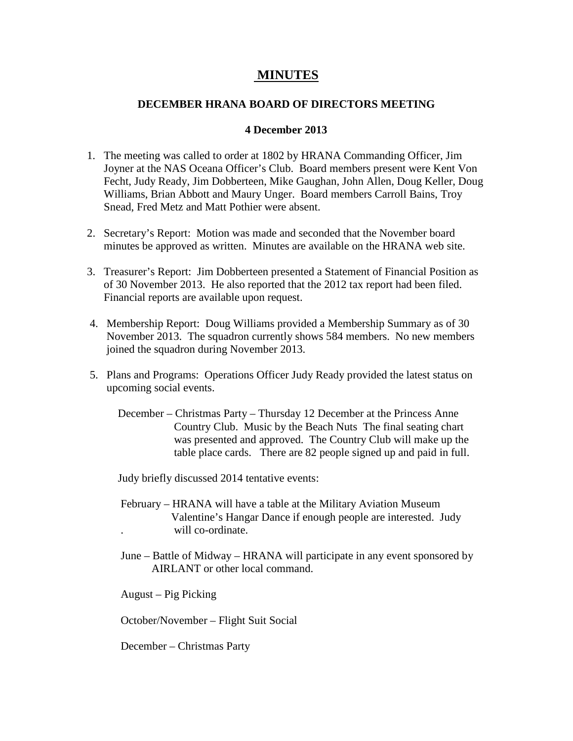# MINUTES

## DECEMBER HRANA BOARD OF DIRECTORS MEETING

### 4 December 2013

1. The meeting was called to order at 1802 by HRANA Commanding Officer, Jim Joyner at the NAS Oceana Officer's Club. Board members present were Kent Von Fecht, Judy Ready, Jim Dobberteen, Mike Gaughan, John Allen, Doug Keller, Doug Williams, Brian Abbott and Maury Unger. Board members Carroll Bains, Troy Snead, Fred Metz and Matt Pothier were absent.

2. Secretary's Report: Motion was made and seconded that the November board minutes be approved as written. Minutes are available on the HRANA web site.

3. Treasurer's Report: Jim Dobberteen presented a Statement of Financial Position as of 30 November 2013. He also reported that the 2012 tax report had been filed. Financial reports are available upon request.

4. Membership Report: Doug Williams provided a Membership Summary as of 30 November 2013. The squadron currently shows 584 members. No new members joined the squadron during November 2013.

5. Plans and Programs: Operations Officer Judy Ready provided the latest status on upcoming social events.

   December – Christmas Party – Thursday 12 December at the Princess Anne Country Club. Music by the Beach Nuts The final seating chart was presented and approved. The Country Club will make up the table place cards. There are 82 people signed up and paid in full.

   Judy briefly discussed 2014 tentative events:

   February – HRANA will have a table at the Military Aviation Museum Valentine's Hangar Dance if enough people are interested. Judy will co-ordinate.

   June – Battle of Midway – HRANA will participate in any event sponsored by AIRLANT or other local command.

   August – Pig Picking

   October/November – Flight Suit Social

   December – Christmas Party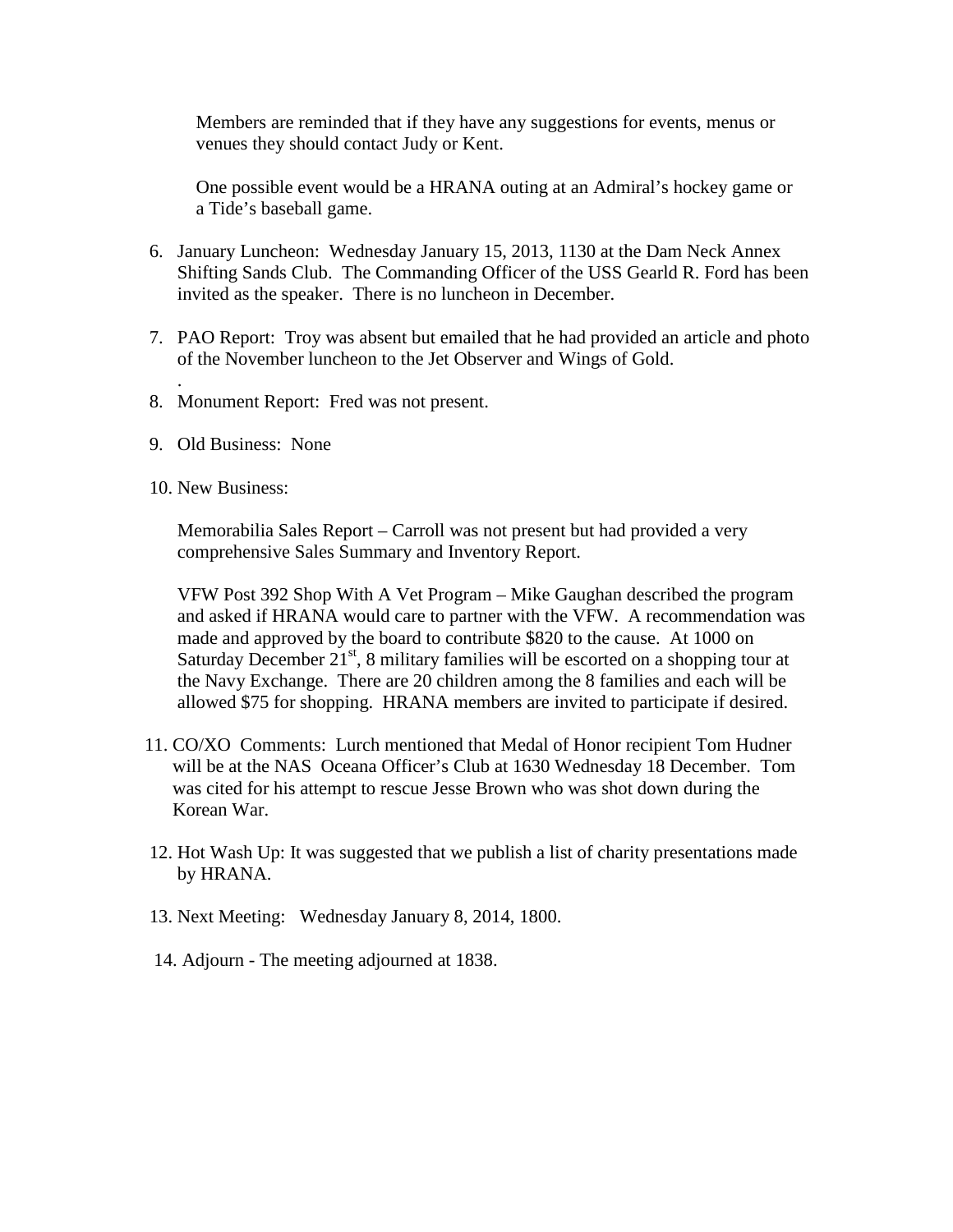Members are reminded that if they have any suggestions for events, menus or venues they should contact Judy or Kent.

One possible event would be a HRANA outing at an Admiral's hockey game or a Tide's baseball game.

6. January Luncheon: Wednesday January 15, 2013, 1130 at the Dam Neck Annex Shifting Sands Club. The Commanding Officer of the USS Gearld R. Ford has been invited as the speaker. There is no luncheon in December.

7. PAO Report: Troy was absent but emailed that he had provided an article and photo of the November luncheon to the Jet Observer and Wings of Gold.
.
8. Monument Report: Fred was not present.

9. Old Business: None

10. New Business:

    Memorabilia Sales Report – Carroll was not present but had provided a very comprehensive Sales Summary and Inventory Report.

    VFW Post 392 Shop With A Vet Program – Mike Gaughan described the program and asked if HRANA would care to partner with the VFW. A recommendation was made and approved by the board to contribute $820 to the cause. At 1000 on Saturday December 21st, 8 military families will be escorted on a shopping tour at the Navy Exchange. There are 20 children among the 8 families and each will be allowed $75 for shopping. HRANA members are invited to participate if desired.

11. CO/XO Comments: Lurch mentioned that Medal of Honor recipient Tom Hudner will be at the NAS Oceana Officer's Club at 1630 Wednesday 18 December. Tom was cited for his attempt to rescue Jesse Brown who was shot down during the Korean War.

12. Hot Wash Up: It was suggested that we publish a list of charity presentations made by HRANA.

13. Next Meeting: Wednesday January 8, 2014, 1800.

14. Adjourn - The meeting adjourned at 1838.